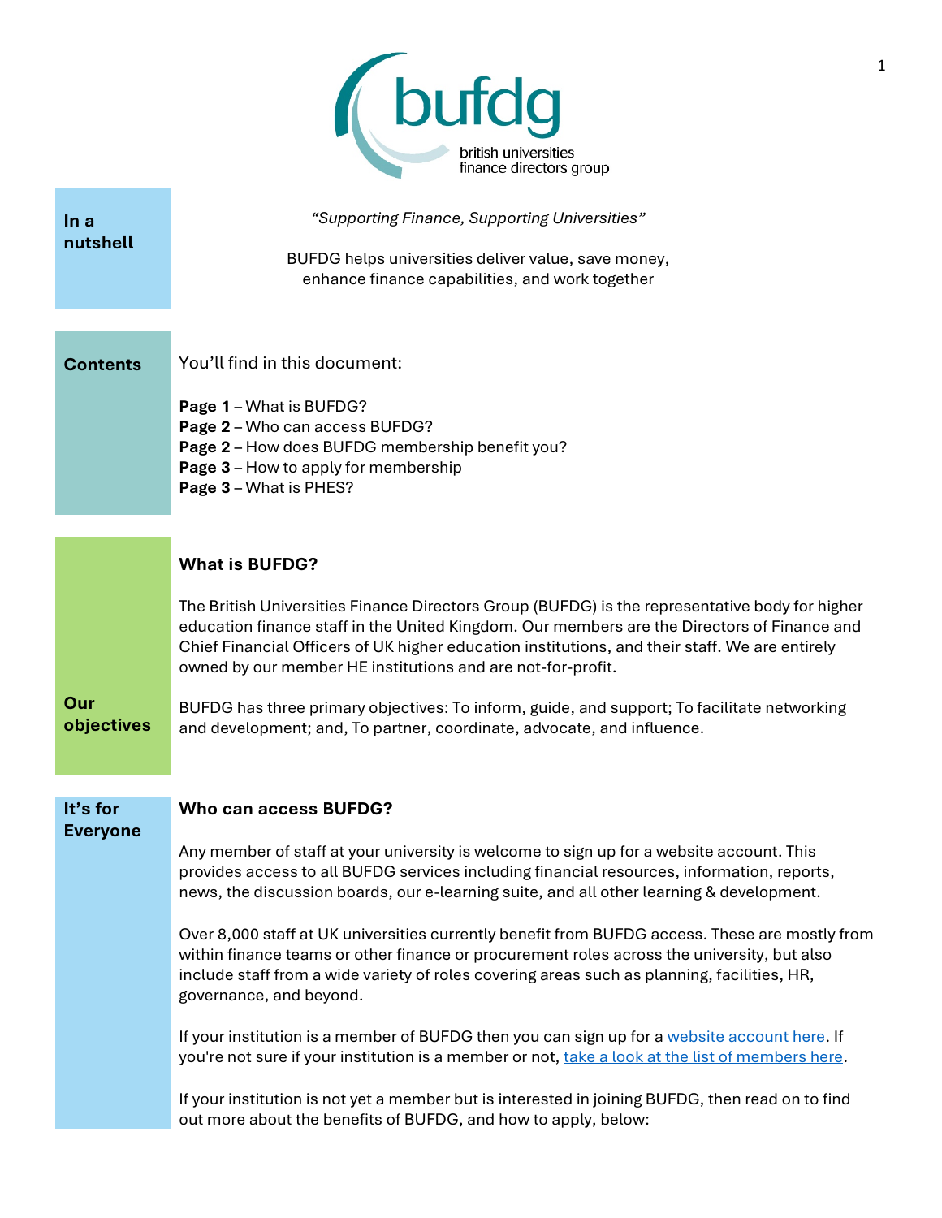**bufdg**
british universities finance directors group

**In a nutshell**

*"Supporting Finance, Supporting Universities"*

BUFDG helps universities deliver value, save money, enhance finance capabilities, and work together

**Contents**

You'll find in this document:

**Page 1** – What is BUFDG?
**Page 2** – Who can access BUFDG?
**Page 2** – How does BUFDG membership benefit you?
**Page 3** – How to apply for membership
**Page 3** – What is PHES?

## What is BUFDG?

The British Universities Finance Directors Group (BUFDG) is the representative body for higher education finance staff in the United Kingdom. Our members are the Directors of Finance and Chief Financial Officers of UK higher education institutions, and their staff. We are entirely owned by our member HE institutions and are not-for-profit.

**Our objectives**

BUFDG has three primary objectives: To inform, guide, and support; To facilitate networking and development; and, To partner, coordinate, advocate, and influence.

**It's for Everyone**

## Who can access BUFDG?

Any member of staff at your university is welcome to sign up for a website account. This provides access to all BUFDG services including financial resources, information, reports, news, the discussion boards, our e-learning suite, and all other learning & development.

Over 8,000 staff at UK universities currently benefit from BUFDG access. These are mostly from within finance teams or other finance or procurement roles across the university, but also include staff from a wide variety of roles covering areas such as planning, facilities, HR, governance, and beyond.

If your institution is a member of BUFDG then you can sign up for a website account here. If you're not sure if your institution is a member or not, take a look at the list of members here.

If your institution is not yet a member but is interested in joining BUFDG, then read on to find out more about the benefits of BUFDG, and how to apply, below: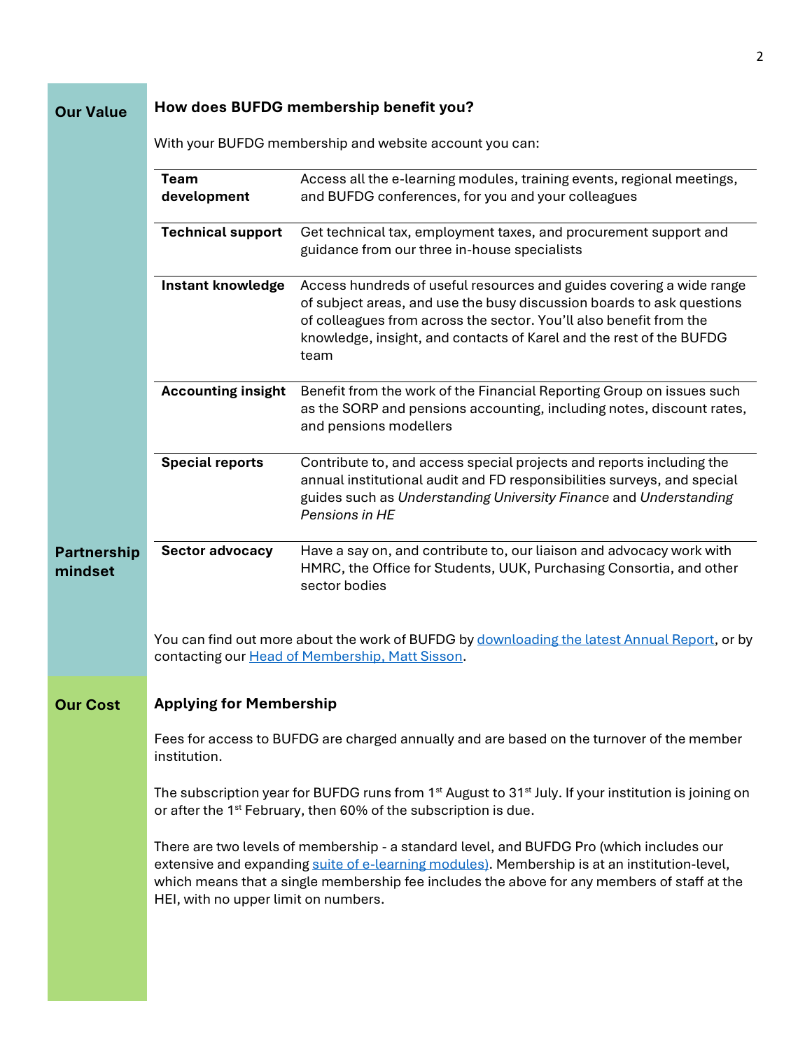**Our Value**

## How does BUFDG membership benefit you?

With your BUFDG membership and website account you can:

| | |
|---|---|
| **Team development** | Access all the e-learning modules, training events, regional meetings, and BUFDG conferences, for you and your colleagues |
| **Technical support** | Get technical tax, employment taxes, and procurement support and guidance from our three in-house specialists |
| **Instant knowledge** | Access hundreds of useful resources and guides covering a wide range of subject areas, and use the busy discussion boards to ask questions of colleagues from across the sector. You'll also benefit from the knowledge, insight, and contacts of Karel and the rest of the BUFDG team |
| **Accounting insight** | Benefit from the work of the Financial Reporting Group on issues such as the SORP and pensions accounting, including notes, discount rates, and pensions modellers |
| **Special reports** | Contribute to, and access special projects and reports including the annual institutional audit and FD responsibilities surveys, and special guides such as *Understanding University Finance* and *Understanding Pensions in HE* |
| **Sector advocacy** | Have a say on, and contribute to, our liaison and advocacy work with HMRC, the Office for Students, UUK, Purchasing Consortia, and other sector bodies |

**Partnership mindset**

You can find out more about the work of BUFDG by downloading the latest Annual Report, or by contacting our Head of Membership, Matt Sisson.

**Our Cost**

## Applying for Membership

Fees for access to BUFDG are charged annually and are based on the turnover of the member institution.

The subscription year for BUFDG runs from 1st August to 31st July. If your institution is joining on or after the 1st February, then 60% of the subscription is due.

There are two levels of membership - a standard level, and BUFDG Pro (which includes our extensive and expanding suite of e-learning modules). Membership is at an institution-level, which means that a single membership fee includes the above for any members of staff at the HEI, with no upper limit on numbers.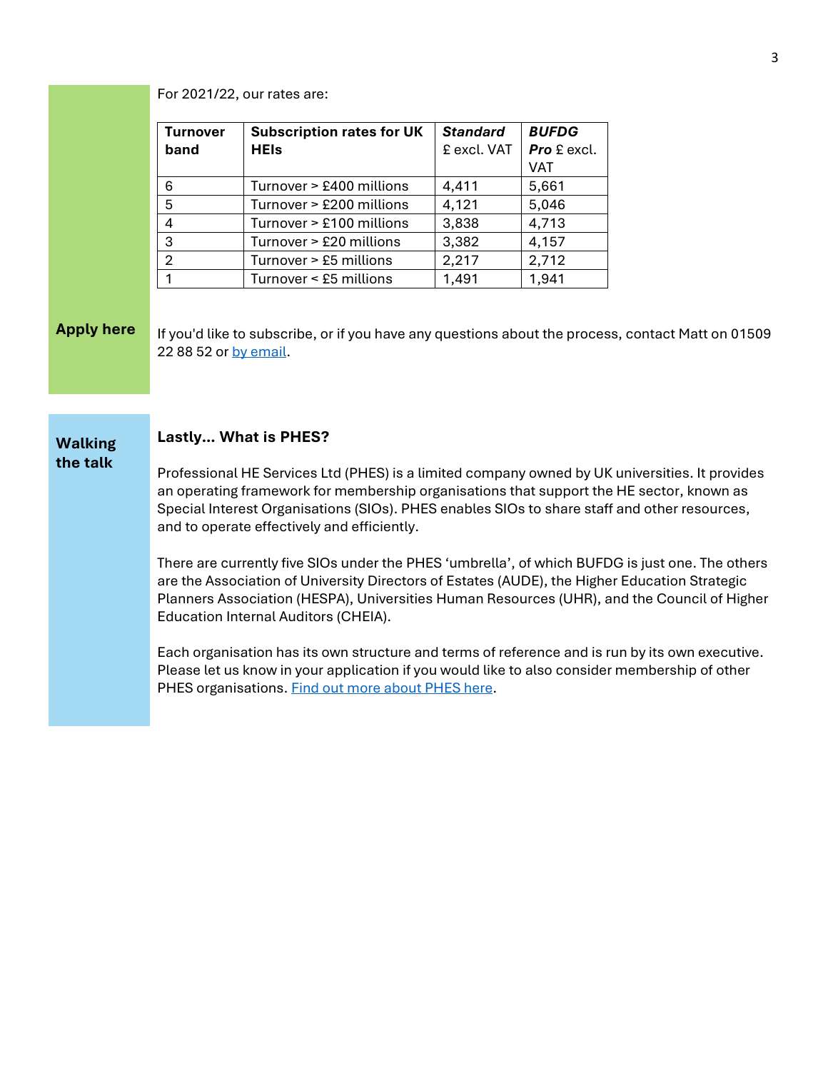For 2021/22, our rates are:

| **Turnover band** | **Subscription rates for UK HEIs** | ***Standard*** £ excl. VAT | ***BUFDG Pro*** £ excl. VAT |
|---|---|---|---|
| 6 | Turnover > £400 millions | 4,411 | 5,661 |
| 5 | Turnover > £200 millions | 4,121 | 5,046 |
| 4 | Turnover > £100 millions | 3,838 | 4,713 |
| 3 | Turnover > £20 millions | 3,382 | 4,157 |
| 2 | Turnover > £5 millions | 2,217 | 2,712 |
| 1 | Turnover < £5 millions | 1,491 | 1,941 |

**Apply here**

If you'd like to subscribe, or if you have any questions about the process, contact Matt on 01509 22 88 52 or by email.

**Walking the talk**

### Lastly... What is PHES?

Professional HE Services Ltd (PHES) is a limited company owned by UK universities. It provides an operating framework for membership organisations that support the HE sector, known as Special Interest Organisations (SIOs). PHES enables SIOs to share staff and other resources, and to operate effectively and efficiently.

There are currently five SIOs under the PHES 'umbrella', of which BUFDG is just one. The others are the Association of University Directors of Estates (AUDE), the Higher Education Strategic Planners Association (HESPA), Universities Human Resources (UHR), and the Council of Higher Education Internal Auditors (CHEIA).

Each organisation has its own structure and terms of reference and is run by its own executive. Please let us know in your application if you would like to also consider membership of other PHES organisations. Find out more about PHES here.